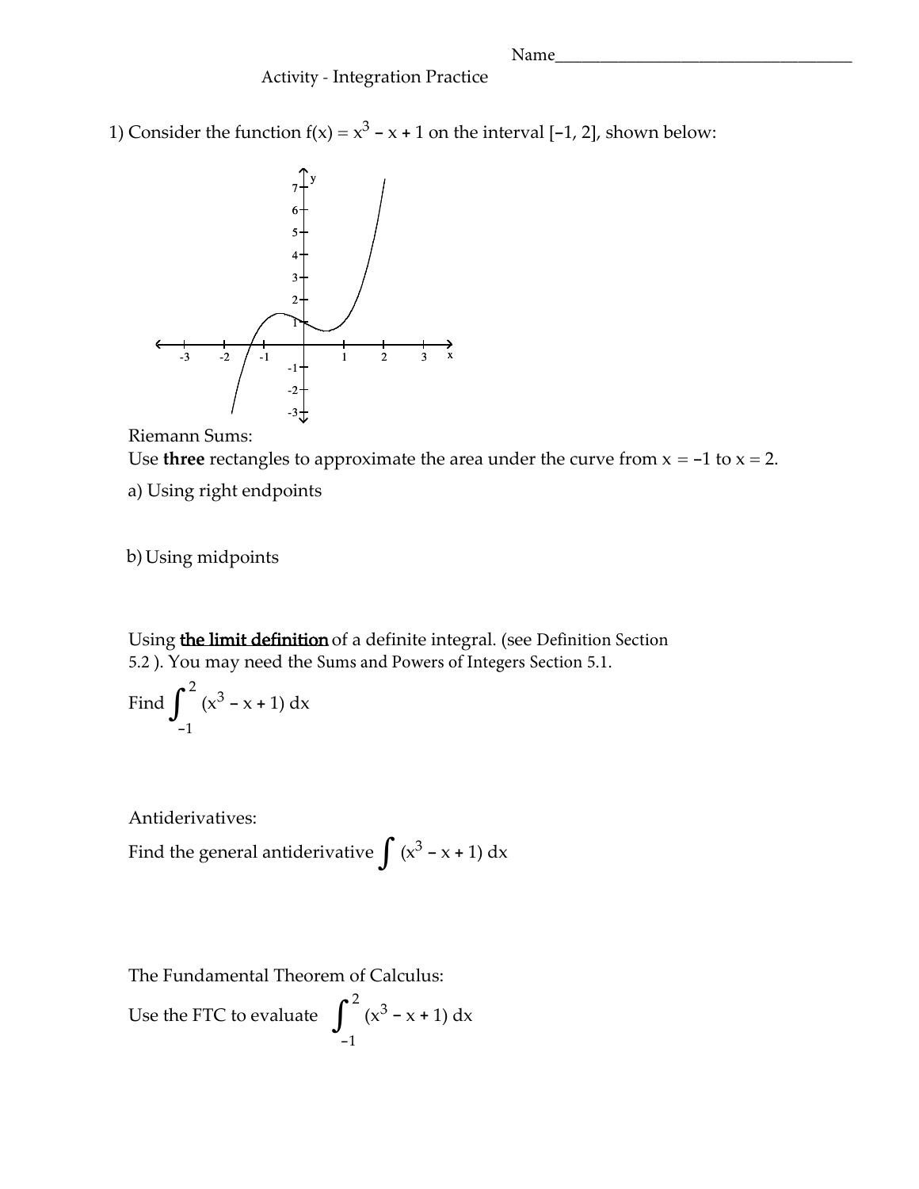Name___________________________________

Activity - Integration Practice

1) Consider the function $f(x) = x^3 - x + 1$ on the interval $[-1, 2]$, shown below:

Riemann Sums:
Use **three** rectangles to approximate the area under the curve from $x = -1$ to $x = 2$.

a) Using right endpoints

b) Using midpoints

Using the limit definition of a definite integral. (see Definition Section 5.2 ). You may need the Sums and Powers of Integers Section 5.1.

Find $\int_{-1}^{2} (x^3 - x + 1)\, dx$

Antiderivatives:

Find the general antiderivative $\int (x^3 - x + 1)\, dx$

The Fundamental Theorem of Calculus:

Use the FTC to evaluate $\int_{-1}^{2} (x^3 - x + 1)\, dx$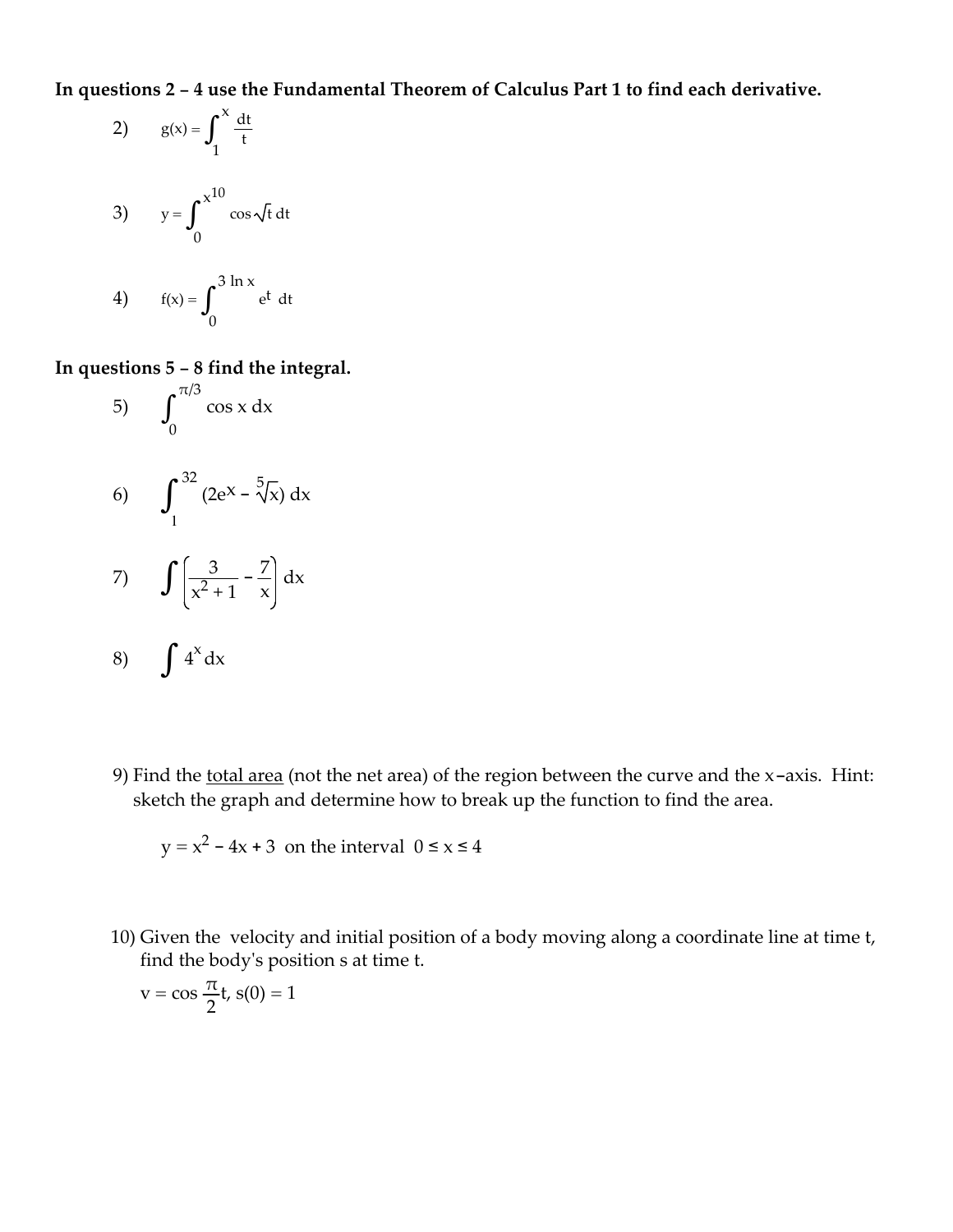**In questions 2 – 4 use the Fundamental Theorem of Calculus Part 1 to find each derivative.**

2) $g(x) = \int_1^x \frac{dt}{t}$

3) $y = \int_0^{x^{10}} \cos\sqrt{t}\, dt$

4) $f(x) = \int_0^{3 \ln x} e^t\, dt$

**In questions 5 – 8 find the integral.**

5) $\int_0^{\pi/3} \cos x\, dx$

6) $\int_1^{32} (2e^x - \sqrt[5]{x})\, dx$

7) $\int \left(\frac{3}{x^2 + 1} - \frac{7}{x}\right) dx$

8) $\int 4^x\, dx$

9) Find the total area (not the net area) of the region between the curve and the x–axis. Hint: sketch the graph and determine how to break up the function to find the area.

$y = x^2 - 4x + 3$ on the interval $0 \le x \le 4$

10) Given the velocity and initial position of a body moving along a coordinate line at time t, find the body's position s at time t.

$v = \cos \frac{\pi}{2}t$, $s(0) = 1$